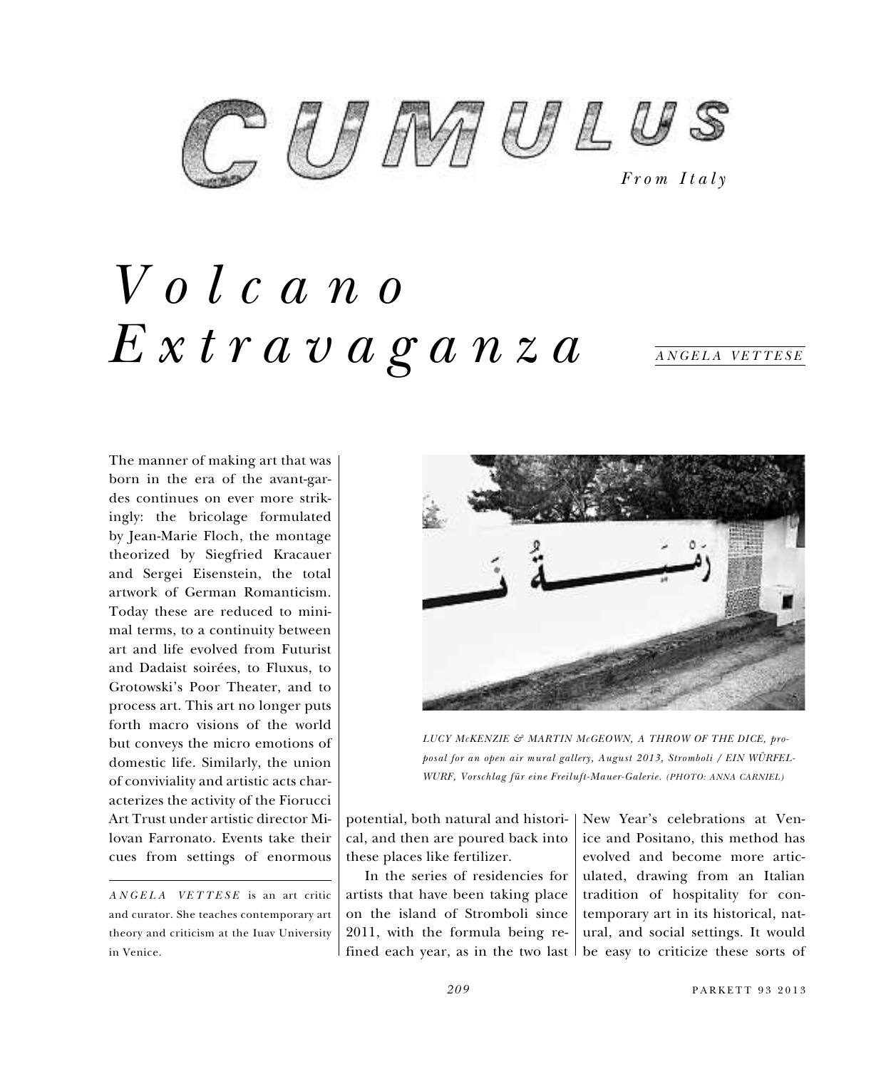# CUMULUS

*From Italy*

# *Volcano Extravaganza*

ANGELA VETTESE

The manner of making art that was born in the era of the avant-gardes continues on ever more strikingly: the bricolage formulated by Jean-Marie Floch, the montage theorized by Siegfried Kracauer and Sergei Eisenstein, the total artwork of German Romanticism. Today these are reduced to minimal terms, to a continuity between art and life evolved from Futurist and Dadaist soirées, to Fluxus, to Grotowski's Poor Theater, and to process art. This art no longer puts forth macro visions of the world but conveys the micro emotions of domestic life. Similarly, the union of conviviality and artistic acts characterizes the activity of the Fiorucci Art Trust under artistic director Milovan Farronato. Events take their cues from settings of enormous potential, both natural and historical, and then are poured back into these places like fertilizer.

In the series of residencies for artists that have been taking place on the island of Stromboli since 2011, with the formula being refined each year, as in the two last New Year's celebrations at Venice and Positano, this method has evolved and become more articulated, drawing from an Italian tradition of hospitality for contemporary art in its historical, natural, and social settings. It would be easy to criticize these sorts of

*LUCY McKENZIE & MARTIN McGEOWN, A THROW OF THE DICE, proposal for an open air mural gallery, August 2013, Stromboli / EIN WÜRFELWURF, Vorschlag für eine Freiluft-Mauer-Galerie. (PHOTO: ANNA CARNIEL)*

---

*ANGELA VETTESE* is an art critic and curator. She teaches contemporary art theory and criticism at the Iuav University in Venice.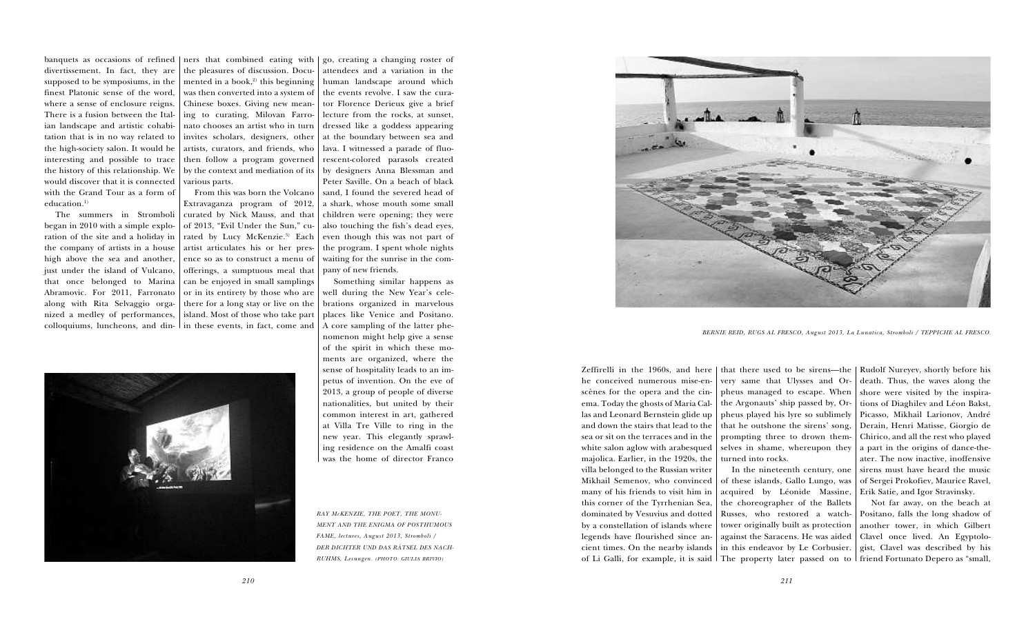banquets as occasions of refined divertissement. In fact, they are supposed to be symposiums, in the finest Platonic sense of the word, where a sense of enclosure reigns. There is a fusion between the Italian landscape and artistic cohabitation that is in no way related to the high-society salon. It would be interesting and possible to trace the history of this relationship. We would discover that it is connected with the Grand Tour as a form of education.[1]

The summers in Stromboli began in 2010 with a simple exploration of the site and a holiday in the company of artists in a house high above the sea and another, just under the island of Vulcano, that once belonged to Marina Abramovic. For 2011, Farronato along with Rita Selvaggio organized a medley of performances, colloquiums, luncheons, and dinners that combined eating with the pleasures of discussion. Documented in a book,[2] this beginning was then converted into a system of Chinese boxes. Giving new meaning to curating, Milovan Farronato chooses an artist who in turn invites scholars, designers, other artists, curators, and friends, who then follow a program governed by the context and mediation of its various parts.

From this was born the Volcano Extravaganza program of 2012, curated by Nick Mauss, and that of 2013, "Evil Under the Sun," curated by Lucy McKenzie.[3] Each artist articulates his or her presence so as to construct a menu of offerings, a sumptuous meal that can be enjoyed in small samplings or in its entirety by those who are there for a long stay or live on the island. Most of those who take part in these events, in fact, come and go, creating a changing roster of attendees and a variation in the human landscape around which the events revolve. I saw the curator Florence Derieux give a brief lecture from the rocks, at sunset, dressed like a goddess appearing at the boundary between sea and lava. I witnessed a parade of fluorescent-colored parasols created by designers Anna Blessman and Peter Saville. On a beach of black sand, I found the severed head of a shark, whose mouth some small children were opening; they were also touching the fish's dead eyes, even though this was not part of the program. I spent whole nights waiting for the sunrise in the company of new friends.

Something similar happens as well during the New Year's celebrations organized in marvelous places like Venice and Positano. A core sampling of the latter phenomenon might help give a sense of the spirit in which these moments are organized, where the sense of hospitality leads to an impetus of invention. On the eve of 2013, a group of people of diverse nationalities, but united by their common interest in art, gathered at Villa Tre Ville to ring in the new year. This elegantly sprawling residence on the Amalfi coast was the home of director Franco Zeffirelli in the 1960s, and here he conceived numerous mise-en-scènes for the opera and the cinema. Today the ghosts of Maria Callas and Leonard Bernstein glide up and down the stairs that lead to the sea or sit on the terraces and in the white salon aglow with arabesqued majolica. Earlier, in the 1920s, the villa belonged to the Russian writer Mikhail Semenov, who convinced many of his friends to visit him in this corner of the Tyrrhenian Sea, dominated by Vesuvius and dotted by a constellation of islands where legends have flourished since ancient times. On the nearby islands of Li Galli, for example, it is said that there used to be sirens—the very same that Ulysses and Orpheus managed to escape. When the Argonauts' ship passed by, Orpheus played his lyre so sublimely that he outshone the sirens' song, prompting three to drown themselves in shame, whereupon they turned into rocks.

In the nineteenth century, one of these islands, Gallo Lungo, was acquired by Léonide Massine, the choreographer of the Ballets Russes, who restored a watchtower originally built as protection against the Saracens. He was aided in this endeavor by Le Corbusier. The property later passed on to Rudolf Nureyev, shortly before his death. Thus, the waves along the shore were visited by the inspirations of Diaghilev and Léon Bakst, Picasso, Mikhail Larionov, André Derain, Henri Matisse, Giorgio de Chirico, and all the rest who played a part in the origins of dance-theater. The now inactive, inoffensive sirens must have heard the music of Sergei Prokofiev, Maurice Ravel, Erik Satie, and Igor Stravinsky.

Not far away, on the beach at Positano, falls the long shadow of another tower, in which Gilbert Clavel once lived. An Egyptologist, Clavel was described by his friend Fortunato Depero as "small,

*RAY McKENZIE, THE POET, THE MONUMENT AND THE ENIGMA OF POSTHUMOUS FAME, lectures, August 2013, Stromboli / DER DICHTER UND DAS RÄTSEL DES NACHRUHMS, Lesungen. (PHOTO: GIULIA BRIVIO)*

*BERNIE REID, RUGS AL FRESCO, August 2013, La Lunatica, Stromboli / TEPPICHE AL FRESCO.*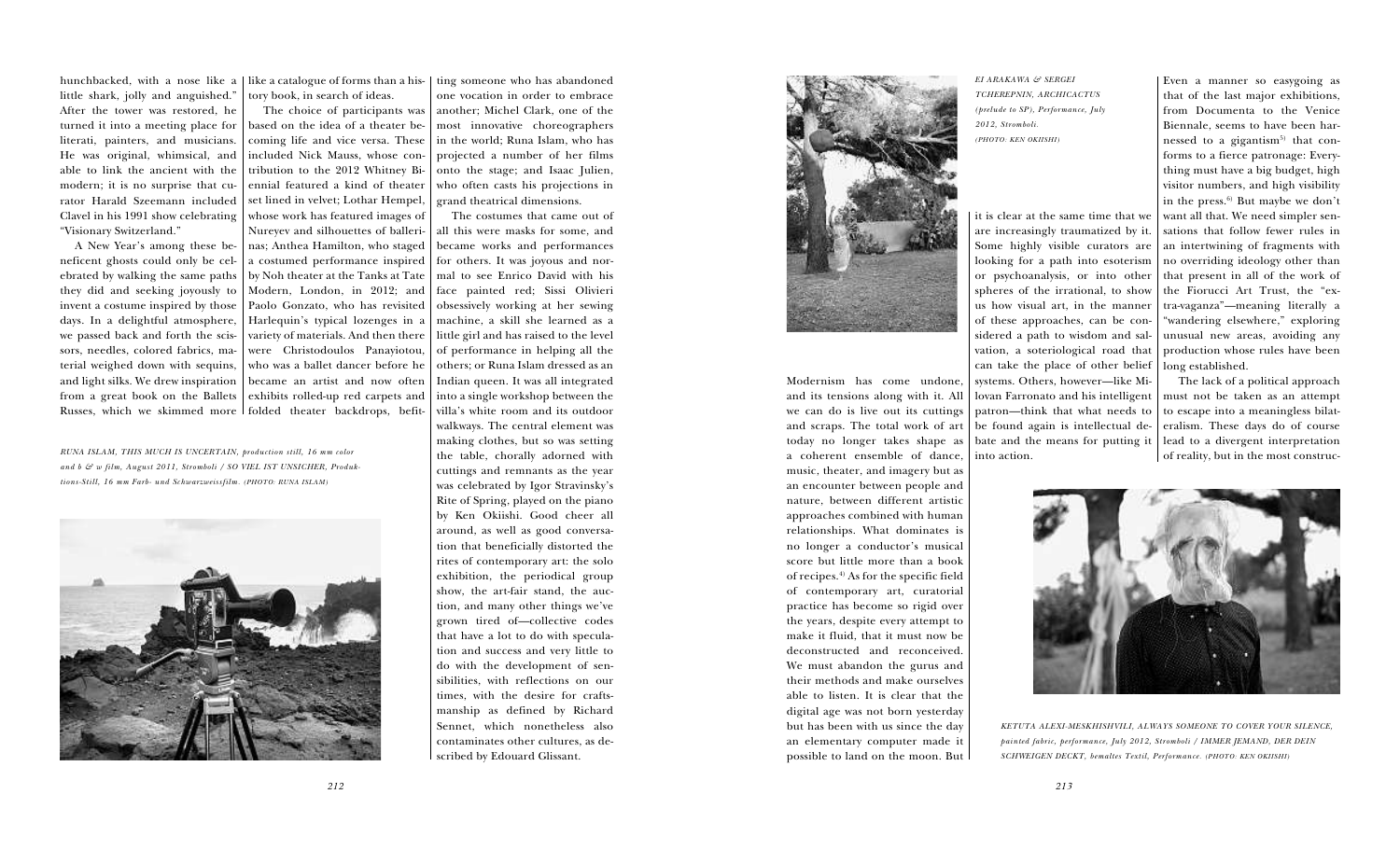hunchbacked, with a nose like a little shark, jolly and anguished." After the tower was restored, he turned it into a meeting place for literati, painters, and musicians. He was original, whimsical, and able to link the ancient with the modern; it is no surprise that curator Harald Szeemann included Clavel in his 1991 show celebrating "Visionary Switzerland."

A New Year's among these beneficent ghosts could only be celebrated by walking the same paths they did and seeking joyously to invent a costume inspired by those days. In a delightful atmosphere, we passed back and forth the scissors, needles, colored fabrics, material weighed down with sequins, and light silks. We drew inspiration from a great book on the Ballets Russes, which we skimmed more like a catalogue of forms than a history book, in search of ideas.

The choice of participants was based on the idea of a theater becoming life and vice versa. These included Nick Mauss, whose contribution to the 2012 Whitney Biennial featured a kind of theater set lined in velvet; Lothar Hempel, whose work has featured images of Nureyev and silhouettes of ballerinas; Anthea Hamilton, who staged a costumed performance inspired by Noh theater at the Tanks at Tate Modern, London, in 2012; and Paolo Gonzato, who has revisited Harlequin's typical lozenges in a variety of materials. And then there were Christodoulos Panayiotou, who was a ballet dancer before he became an artist and now often exhibits rolled-up red carpets and folded theater backdrops, befitting someone who has abandoned one vocation in order to embrace another; Michel Clark, one of the most innovative choreographers in the world; Runa Islam, who has projected a number of her films onto the stage; and Isaac Julien, who often casts his projections in grand theatrical dimensions.

*RUNA ISLAM, THIS MUCH IS UNCERTAIN, production still, 16 mm color and b & w film, August 2011, Stromboli / SO VIEL IST UNSICHER, Produktions-Still, 16 mm Farb- und Schwarzweissfilm. (PHOTO: RUNA ISLAM)*

The costumes that came out of all this were masks for some, and became works and performances for others. It was joyous and normal to see Enrico David with his face painted red; Sissi Olivieri obsessively working at her sewing machine, a skill she learned as a little girl and has raised to the level of performance in helping all the others; or Runa Islam dressed as an Indian queen. It was all integrated into a single workshop between the villa's white room and its outdoor walkways. The central element was making clothes, but so was setting the table, chorally adorned with cuttings and remnants as the year was celebrated by Igor Stravinsky's Rite of Spring, played on the piano by Ken Okiishi. Good cheer all around, as well as good conversation that beneficially distorted the rites of contemporary art: the solo exhibition, the periodical group show, the art-fair stand, the auction, and many other things we've grown tired of—collective codes that have a lot to do with speculation and success and very little to do with the development of sensibilities, with reflections on our times, with the desire for craftsmanship as defined by Richard Sennet, which nonetheless also contaminates other cultures, as described by Edouard Glissant.

*EI ARAKAWA & SERGEI TCHEREPNIN, ARCHICACTUS (prelude to SP), Performance, July 2012, Stromboli. (PHOTO: KEN OKIISHI)*

Modernism has come undone, and its tensions along with it. All we can do is live out its cuttings and scraps. The total work of art today no longer takes shape as a coherent ensemble of dance, music, theater, and imagery but as an encounter between people and nature, between different artistic approaches combined with human relationships. What dominates is no longer a conductor's musical score but little more than a book of recipes.[4] As for the specific field of contemporary art, curatorial practice has become so rigid over the years, despite every attempt to make it fluid, that it must now be deconstructed and reconceived. We must abandon the gurus and their methods and make ourselves able to listen. It is clear that the digital age was not born yesterday but has been with us since the day an elementary computer made it possible to land on the moon. But it is clear at the same time that we are increasingly traumatized by it. Some highly visible curators are looking for a path into esoterism or psychoanalysis, or into other spheres of the irrational, to show us how visual art, in the manner of these approaches, can be considered a path to wisdom and salvation, a soteriological road that can take the place of other belief systems. Others, however—like Milovan Farronato and his intelligent patron—think that what needs to be found again is intellectual debate and the means for putting it into action.

Even a manner so easygoing as that of the last major exhibitions, from Documenta to the Venice Biennale, seems to have been harnessed to a gigantism[5] that conforms to a fierce patronage: Everything must have a big budget, high visitor numbers, and high visibility in the press.[6] But maybe we don't want all that. We need simpler sensations that follow fewer rules in an intertwining of fragments with no overriding ideology other than that present in all of the work of the Fiorucci Art Trust, the "extra-vaganza"—meaning literally a "wandering elsewhere," exploring unusual new areas, avoiding any production whose rules have been long established.

The lack of a political approach must not be taken as an attempt to escape into a meaningless bilateralism. These days do of course lead to a divergent interpretation of reality, but in the most construc-

*KETUTA ALEXI-MESKHISHVILI, ALWAYS SOMEONE TO COVER YOUR SILENCE, painted fabric, performance, July 2012, Stromboli / IMMER JEMAND, DER DEIN SCHWEIGEN DECKT, bemaltes Textil, Performance. (PHOTO: KEN OKIISHI)*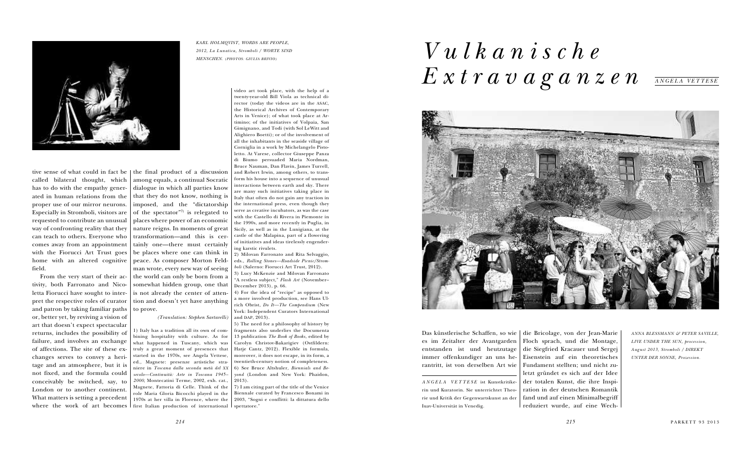*KARL HOLMQVIST, WORDS ARE PEOPLE, 2012, La Lunatica, Stromboli / WORTE SIND MENSCHEN. (PHOTOS: GIULIA BRIVIO)*

tive sense of what could in fact be called bilateral thought, which has to do with the empathy generated in human relations from the proper use of our mirror neurons. Especially in Stromboli, visitors are requested to contribute an unusual way of confronting reality that they can teach to others. Everyone who comes away from an appointment with the Fiorucci Art Trust goes home with an altered cognitive field.

From the very start of their activity, both Farronato and Nicoletta Fiorucci have sought to interpret the respective roles of curator and patron by taking familiar paths or, better yet, by reviving a vision of art that doesn't expect spectacular returns, includes the possibility of failure, and involves an exchange of affections. The site of these exchanges serves to convey a heritage and an atmosphere, but it is not fixed, and the formula could conceivably be switched, say, to London or to another continent. What matters is setting a precedent where the work of art becomes the final product of a discussion among equals, a continual Socratic dialogue in which all parties know that they do not know, nothing is imposed, and the "dictatorship of the spectator"[7] is relegated to places where power of an economic nature reigns. In moments of great transformation—and this is certainly one—there must certainly be places where one can think in peace. As composer Morton Feldman wrote, every new way of seeing the world can only be born from a somewhat hidden group, one that is not already the center of attention and doesn't yet have anything to prove.

*(Translation: Stephen Sartarelli)*

1) Italy has a tradition all its own of combining hospitality with culture. As for what happened in Tuscany, which was truly a great moment of presences that started in the 1970s, see Angela Vettese, ed., Magnete: presenze artistiche straniere in *Toscana dalla seconda metà del XX secolo—Continuità: Arte in Toscana 1945–2000*, Montecatini Terme, 2002, exh. cat., Magnete, Fattoria di Celle. Think of the role Maria Gloria Bicocchi played in the 1970s at her villa in Florence, where the first Italian production of international video art took place, with the help of a twenty-year-old Bill Viola as technical director (today the videos are in the ASAC, the Historical Archives of Contemporary Arts in Venice); of what took place at Artimino; of the initiatives of Volpaia, San Gimignano, and Todi (with Sol LeWitt and Alighiero Boetti); or of the involvement of all the inhabitants in the seaside village of Corniglia in a work by Michelangelo Pistoletto. At Varese, collector Giuseppe Panza di Biumo persuaded Maria Nordman, Bruce Nauman, Dan Flavin, James Turrell, and Robert Irwin, among others, to transform his house into a sequence of unusual interactions between earth and sky. There are many such initiatives taking place in Italy that often do not gain any traction in the international press, even though they serve as creative incubators, as was the case with the Castello di Rivera in Piemonte in the 1990s, and more recently in Puglia, in Sicily, as well as in the Lunigiana, at the castle of the Malapina, part of a flowering of initiatives and ideas tirelessly engendering karstic rivulets.

2) Milovan Farronato and Rita Selvaggio, eds., *Rolling Stones—Roadside Picnic/Stromboli* (Salerno: Fiorucci Art Trust, 2012).

3) Lucy McKenzie and Milovan Farronato "A restless subject," *Flash Art* (November–December 2013), p. 66.

4) For the idea of "recipe" as opposed to a more involved production, see Hans Ulrich Obrist, *Do It—The Compendium* (New York: Independent Curators International and DAP, 2013).

5) The need for a philosophy of history by fragments also underlies the Documenta 13 publication *The Book of Books*, edited by Carolyn Christov-Bakargiev (Ostfildern: Hatje Cantz, 2012). Flexible in formula, moreover, it does not escape, in its form, a twentieth-century notion of completeness.

6) See Bruce Altshuler, *Biennials and Beyond* (London and New York: Phaidon, 2013).

7) I am citing part of the title of the Venice Biennale curated by Francesco Bonami in 2003, "Sogni e conflitti: la dittatura dello spettatore."

# *Vulkanische Extravaganzen*

*ANGELA VETTESE*

*ANNA BLESSMANN & PETER SAVILLE, LIVE UNDER THE SUN, procession, August 2013, Stromboli / DIREKT UNTER DER SONNE, Prozession.*

Das künstlerische Schaffen, so wie es im Zeitalter der Avantgarden entstanden ist und heutzutage immer offenkundiger an uns herantritt, ist von derselben Art wie die Bricolage, von der Jean-Marie Floch sprach, und die Montage, die Siegfried Kracauer und Sergej Eisenstein auf ein theoretisches Fundament stellten; und nicht zuletzt gründet es sich auf der Idee der totalen Kunst, die ihre Inspiration in der deutschen Romantik fand und auf einen Minimalbegriff reduziert wurde, auf eine Wech-

*ANGELA VETTESE* ist Kunstkritikerin und Kuratorin. Sie unterrichtet Theorie und Kritik der Gegenwartskunst an der Iuav-Universität in Venedig.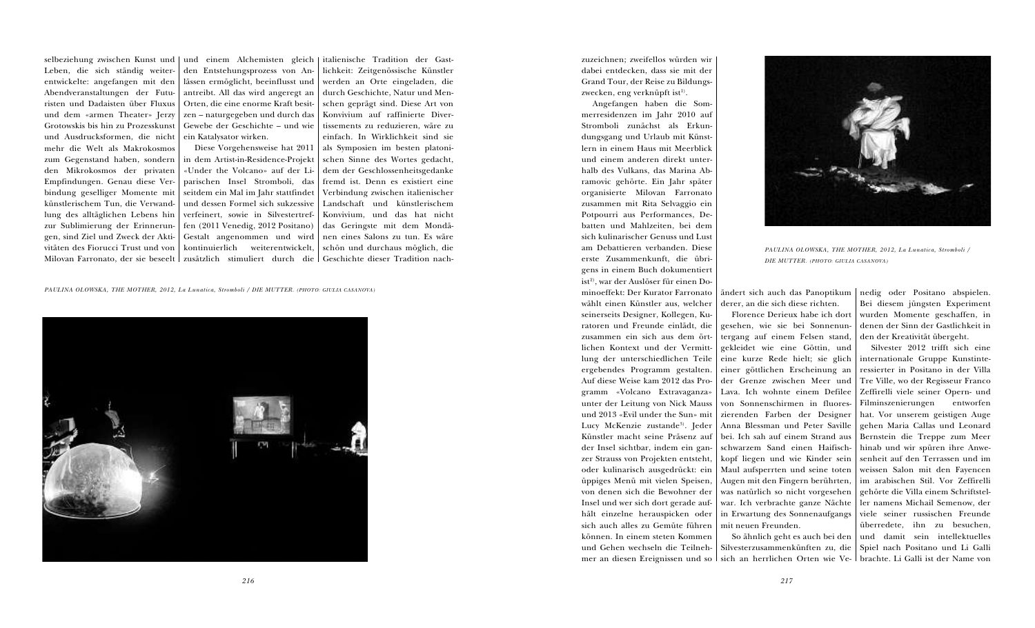selbeziehung zwischen Kunst und Leben, die sich ständig weiterentwickelte: angefangen mit den Abendveranstaltungen der Futuristen und Dadaisten über Fluxus und dem «armen Theater» Jerzy Grotowskis bis hin zu Prozesskunst und Ausdrucksformen, die nicht mehr die Welt als Makrokosmos zum Gegenstand haben, sondern den Mikrokosmos der privaten Empfindungen. Genau diese Verbindung geselliger Momente mit künstlerischem Tun, die Verwandlung des alltäglichen Lebens hin zur Sublimierung der Erinnerungen, sind Ziel und Zweck der Aktivitäten des Fiorucci Trust und von Milovan Farronato, der sie beseelt und einem Alchemisten gleich den Entstehungsprozess von Anlässen ermöglicht, beeinflusst und antreibt. All das wird angeregt an Orten, die eine enorme Kraft besitzen – naturgegeben und durch das Gewebe der Geschichte – und wie ein Katalysator wirken.

Diese Vorgehensweise hat 2011 in dem Artist-in-Residence-Projekt «Under the Volcano» auf der Liparischen Insel Stromboli, das seitdem ein Mal im Jahr stattfindet und dessen Formel sich sukzessive verfeinert, sowie in Silvestertreffen (2011 Venedig, 2012 Positano) Gestalt angenommen und wird kontinuierlich weiterentwickelt, zusätzlich stimuliert durch die italienische Tradition der Gastlichkeit: Zeitgenössische Künstler werden an Orte eingeladen, die durch Geschichte, Natur und Menschen geprägt sind. Diese Art von Konvivium auf raffinierte Divertissements zu reduzieren, wäre zu einfach. In Wirklichkeit sind sie als Symposien im besten platonischen Sinne des Wortes gedacht, dem der Geschlossenheitsgedanke fremd ist. Denn es existiert eine Verbindung zwischen italienischer Landschaft und künstlerischem Konvivium, und das hat nicht das Geringste mit dem Mondänen eines Salons zu tun. Es wäre schön und durchaus möglich, die Geschichte dieser Tradition nachzuzeichnen; zweifellos würden wir dabei entdecken, dass sie mit der Grand Tour, der Reise zu Bildungszwecken, eng verknüpft ist[1].

PAULINA OLOWSKA, THE MOTHER, 2012, La Lunatica, Stromboli / DIE MUTTER. (PHOTO: GIULIA CASANOVA)

Angefangen haben die Sommerresidenzen im Jahr 2010 auf Stromboli zunächst als Erkundungsgang und Urlaub mit Künstlern in einem Haus mit Meerblick und einem anderen direkt unterhalb des Vulkans, das Marina Abramovic gehörte. Ein Jahr später organisierte Milovan Farronato zusammen mit Rita Selvaggio ein Potpourri aus Performances, Debatten und Mahlzeiten, bei dem sich kulinarischer Genuss und Lust am Debattieren verbanden. Diese erste Zusammenkunft, die übrigens in einem Buch dokumentiert ist[2], war der Auslöser für einen Dominoeffekt: Der Kurator Farronato wählt einen Künstler aus, welcher seinerseits Designer, Kollegen, Kuratoren und Freunde einlädt, die zusammen ein sich aus dem örtlichen Kontext und der Vermittlung der unterschiedlichen Teile ergebendes Programm gestalten. Auf diese Weise kam 2012 das Programm «Volcano Extravaganza» unter der Leitung von Nick Mauss und 2013 «Evil under the Sun» mit Lucy McKenzie zustande[3]. Jeder Künstler macht seine Präsenz auf der Insel sichtbar, indem ein ganzer Strauss von Projekten entsteht, oder kulinarisch ausgedrückt: ein üppiges Menü mit vielen Speisen, von denen sich die Bewohner der Insel und wer sich dort gerade aufhält einzelne herauspicken oder sich auch alles zu Gemüte führen können. In einem steten Kommen und Gehen wechseln die Teilnehmer an diesen Ereignissen und so ändert sich auch das Panoptikum derer, an die sich diese richten.

PAULINA OLOWSKA, THE MOTHER, 2012, La Lunatica, Stromboli / DIE MUTTER. (PHOTO: GIULIA CASANOVA)

Florence Derieux habe ich dort gesehen, wie sie bei Sonnenuntergang auf einem Felsen stand, gekleidet wie eine Göttin, und eine kurze Rede hielt; sie glich einer göttlichen Erscheinung an der Grenze zwischen Meer und Lava. Ich wohnte einem Defilee von Sonnenschirmen in fluoreszierenden Farben der Designer Anna Blessman und Peter Saville bei. Ich sah auf einem Strand aus schwarzem Sand einen Haifischkopf liegen und wie Kinder sein Maul aufsperrten und seine toten Augen mit den Fingern berührten, was natürlich so nicht vorgesehen war. Ich verbrachte ganze Nächte in Erwartung des Sonnenaufgangs mit neuen Freunden.

So ähnlich geht es auch bei den Silvesterzusammenkünften zu, die sich an herrlichen Orten wie Venedig oder Positano abspielen. Bei diesem jüngsten Experiment wurden Momente geschaffen, in denen der Sinn der Gastlichkeit in den der Kreativität übergeht.

Silvester 2012 trifft sich eine internationale Gruppe Kunstinteressierter in Positano in der Villa Tre Ville, wo der Regisseur Franco Zeffirelli viele seiner Opern- und Filminszenierungen entworfen hat. Vor unserem geistigen Auge gehen Maria Callas und Leonard Bernstein die Treppe zum Meer hinab und wir spüren ihre Anwesenheit auf den Terrassen und im weissen Salon mit den Fayencen im arabischen Stil. Vor Zeffirelli gehörte die Villa einem Schriftsteller namens Michail Semenow, der viele seiner russischen Freunde überredete, ihn zu besuchen, und damit sein intellektuelles Spiel nach Positano und Li Galli brachte. Li Galli ist der Name von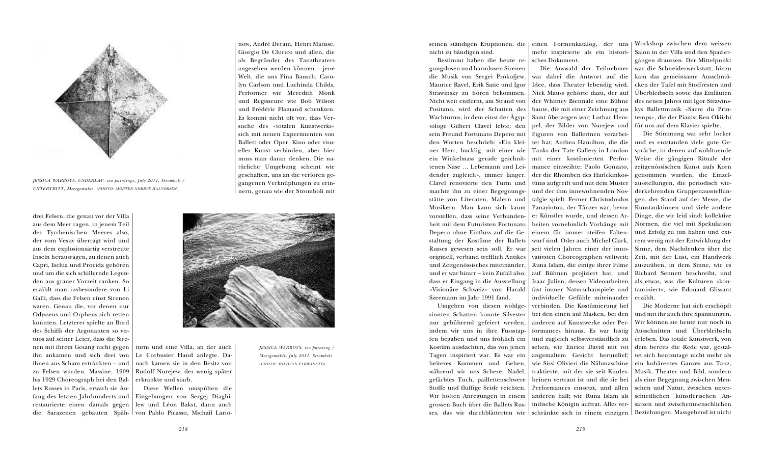*JESSICA WARBOYS, UNDERLAP, sea paintings, July 2011, Stromboli / UNTERTRITT, Meergemälde. (PHOTO: MORTEN NORBYE HALVORSEN)*

drei Felsen, die genau vor der Villa aus dem Meer ragen, in jenem Teil des Tyrrhenischen Meeres also, der vom Vesuv überragt wird und aus dem explosionsartig verstreute Inseln herausragen, zu denen auch Capri, Ischia und Procida gehören und um die sich schillernde Legenden aus grauer Vorzeit ranken. So erzählt man insbesondere von Li Galli, dass die Felsen einst Sirenen waren. Genau die, vor denen nur Odysseus und Orpheus sich retten konnten. Letzterer spielte an Bord des Schiffs der Argonauten so virtuos auf seiner Leier, dass die Sirenen mit ihrem Gesang nicht gegen ihn ankamen und sich drei von ihnen aus Scham ertränkten – und zu Felsen wurden. Massine, 1909 bis 1929 Choreograph bei den Ballets Russes in Paris, erwarb sie Anfang des letzten Jahrhunderts und restaurierte einen damals gegen die Sarazenen gebauten Spähturm und eine Villa, an der auch Le Corbusier Hand anlegte. Danach kamen sie in den Besitz von Rudolf Nurejew, der wenig später erkrankte und starb.

Diese Wellen umspülten die Eingebungen von Sergej Diaghilew und Léon Bakst, dann auch von Pablo Picasso, Michail Larionow, André Derain, Henri Matisse, Giorgio De Chirico und allen, die als Begründer des Tanztheaters angesehen werden können – jene Welt, die uns Pina Bausch, Carolyn Carlson und Luchinda Childs, Performer wie Meredith Monk und Regisseure wie Bob Wilson und Frédéric Flamand schenkten. Es kommt nicht oft vor, dass Versuche des «totalen Kunstwerks» sich mit neuen Experimenten von Ballett oder Oper, Kino oder visueller Kunst verbinden, aber hier muss man daran denken. Die natürliche Umgebung scheint wie geschaffen, uns an die verloren gegangenen Verknüpfungen zu erinnern, genau wie der Stromboli mit seinen ständigen Eruptionen, die nicht zu bändigen sind.

*JESSICA WARBOYS, sea painting / Meergemälde, July 2011, Stromboli. (PHOTO: MILOVAN FARRONATO)*

Bestimmt haben die heute regungslosen und harmlosen Sirenen die Musik von Sergei Prokofjew, Maurice Ravel, Erik Satie und Igor Strawinsky zu hören bekommen. Nicht weit entfernt, am Strand von Positano, wird der Schatten des Wachturms, in dem einst der Ägyptologe Gilbert Clavel lebte, den sein Freund Fortunato Depero mit den Worten beschrieb: «Ein kleiner Herr, bucklig, mit einer wie ein Winkelmass gerade geschnittenen Nase … Lebemann und Leidender zugleich», immer länger. Clavel renovierte den Turm und machte ihn zu einer Begegnungsstätte von Literaten, Malern und Musikern. Man kann sich kaum vorstellen, dass seine Verbundenheit mit dem Futuristen Fortunato Depero ohne Einfluss auf die Gestaltung der Kostüme der Ballets Russes gewesen sein soll. Er war originell, verband trefflich Antikes und Zeitgenössisches miteinander, und er war bizarr – kein Zufall also, dass er Eingang in die Ausstellung «Visionäre Schweiz» von Harald Szeemann im Jahr 1991 fand.

Umgeben von diesen wohlgesinnten Schatten konnte Silvester nur gebührend gefeiert werden, indem wir uns in ihre Fussstapfen begaben und uns fröhlich ein Kostüm ausdachten, das von jenen Tagen inspiriert war. Es war ein heiteres Kommen und Gehen, während wir uns Schere, Nadel, gefärbtes Tuch, paillettenschwere Stoffe und fluffige Seide reichten. Wir holten Anregungen in einem grossen Buch über die Ballets Russes, das wir durchblätterten wie einen Formenkatalog, der uns mehr inspirierte als ein historisches Dokument.

Die Auswahl der Teilnehmer war dabei die Antwort auf die Idee, dass Theater lebendig wird. Nick Mauss gehörte dazu, der auf der Whitney Biennale eine Bühne baute, die mit einer Zeichnung aus Samt überzogen war; Lothar Hempel, der Bilder von Nurejew und Figuren von Ballerinen verarbeitet hat; Anthea Hamilton, die die Tanks der Tate Gallery in London mit einer kostümierten Performance einweihte; Paolo Gonzato, der die Rhomben des Harlekinkostüms aufgreift und mit dem Muster und der ihm innewohnenden Nostalgie spielt. Ferner Christodoulos Panayiotou, der Tänzer war, bevor er Künstler wurde, und dessen Arbeiten vornehmlich Vorhänge mit einem für immer steifen Faltenwurf sind. Oder auch Michel Clark, seit vielen Jahren einer der innovativsten Choreographen weltweit; Runa Islam, die einige ihrer Filme auf Bühnen projiziert hat, und Isaac Julien, dessen Videoarbeiten fast immer Naturschauspiele und individuelle Gefühle miteinander verbinden. Die Kostümierung lief bei den einen auf Masken, bei den anderen auf Kunstwerke oder Performances hinaus. Es war lustig und zugleich selbstverständlich zu sehen, wie Enrico David mit rot angemaltem Gesicht herumlief; wie Sissi Olivieri die Nähmaschine traktierte, mit der sie seit Kindesbeinen vertraut ist und die sie bei Performances einsetzt, und allen anderen half; wie Runa Islam als indische Königin auftrat. Alles verschränkte sich in einem einzigen Workshop zwischen dem weissen Salon in der Villa und den Spaziergängen draussen. Der Mittelpunkt war die Schneiderwerkstatt, hinzu kam das gemeinsame Ausschmücken der Tafel mit Stoffresten und Überbleibseln sowie das Einläuten des neuen Jahres mit Igor Strawinskys Ballettmusik «Sacre du Printemps», die der Pianist Ken Okiishi für uns auf dem Klavier spielte.

Die Stimmung war sehr locker und es entstanden viele gute Gespräche, in denen auf wohltuende Weise die gängigen Rituale der zeitgenössischen Kunst aufs Korn genommen wurden, die Einzelausstellungen, die periodisch wiederkehrenden Gruppenausstellungen, der Stand auf der Messe, die Kunstauktionen und viele andere Dinge, die wir leid sind: kollektive Normen, die viel mit Spekulation und Erfolg zu tun haben und extrem wenig mit der Entwicklung der Sinne, dem Nachdenken über die Zeit, mit der Lust, ein Handwerk auszuüben, in dem Sinne, wie es Richard Sennett beschreibt, und als etwas, was die Kulturen «kontaminiert», wie Edouard Glissant erzählt.

Die Moderne hat sich erschöpft und mit ihr auch ihre Spannungen. Wir können sie heute nur noch in Ausschnitten und Überbleibseln erleben. Das totale Kunstwerk, von dem bereits die Rede war, gestaltet sich heutzutage nicht mehr als ein kohärentes Ganzes aus Tanz, Musik, Theater und Bild, sondern als eine Begegnung zwischen Menschen und Natur, zwischen unterschiedlichen künstlerischen Ansätzen und zwischenmenschlichen Beziehungen. Massgebend ist nicht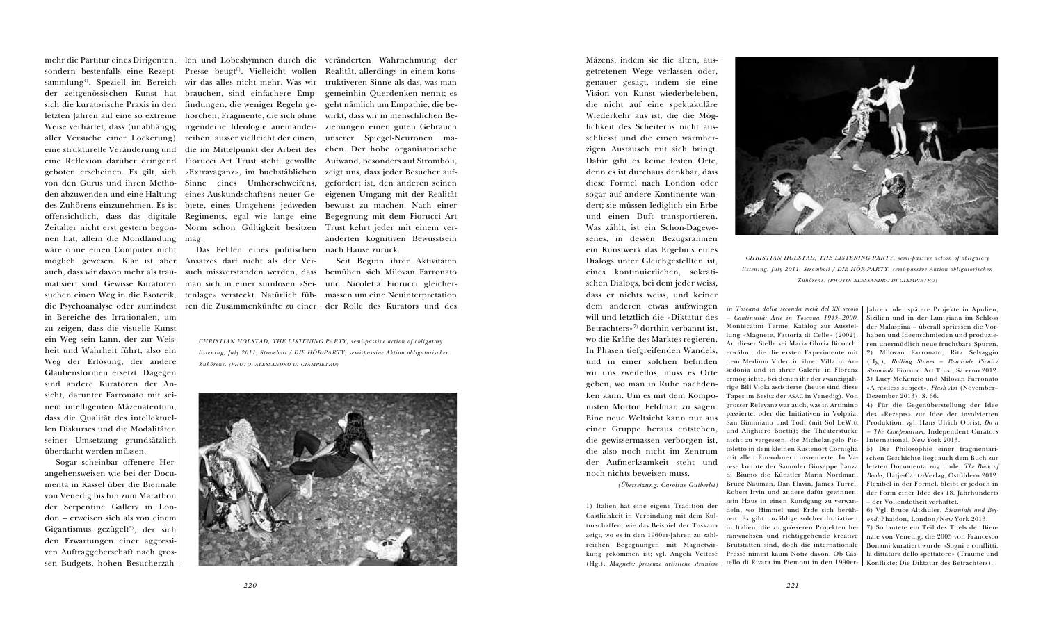mehr die Partitur eines Dirigenten, sondern bestenfalls eine Rezeptsammlung[4]. Speziell im Bereich der zeitgenössischen Kunst hat sich die kuratorische Praxis in den letzten Jahren auf eine so extreme Weise verhärtet, dass (unabhängig aller Versuche einer Lockerung) eine strukturelle Veränderung und eine Reflexion darüber dringend geboten erscheinen. Es gilt, sich von den Gurus und ihren Methoden abzuwenden und eine Haltung des Zuhörens einzunehmen. Es ist offensichtlich, dass das digitale Zeitalter nicht erst gestern begonnen hat, allein die Mondlandung wäre ohne einen Computer nicht möglich gewesen. Klar ist aber auch, dass wir davon mehr als traumatisiert sind. Gewisse Kuratoren suchen einen Weg in die Esoterik, die Psychoanalyse oder zumindest in Bereiche des Irrationalen, um zu zeigen, dass die visuelle Kunst ein Weg sein kann, der zur Weisheit und Wahrheit führt, also ein Weg der Erlösung, der andere Glaubensformen ersetzt. Dagegen sind andere Kuratoren der Ansicht, darunter Farronato mit seinem intelligenten Mäzenatentum, dass die Qualität des intellektuellen Diskurses und die Modalitäten seiner Umsetzung grundsätzlich überdacht werden müssen.

Sogar scheinbar offenere Herangehensweisen wie bei der Documenta in Kassel über die Biennale von Venedig bis hin zum Marathon der Serpentine Gallery in London – erweisen sich als von einem Gigantismus gezügelt[5], der sich den Erwartungen einer aggressiven Auftraggeberschaft nach grossen Budgets, hohen Besucherzahlen und Lobeshymnen durch die Presse beugt[6]. Vielleicht wollen wir das alles nicht mehr. Was wir brauchen, sind einfachere Empfindungen, die weniger Regeln gehorchen, Fragmente, die sich ohne irgendeine Ideologie aneinanderreihen, ausser vielleicht der einen, die im Mittelpunkt der Arbeit des Fiorucci Art Trust steht: gewollte «Extravaganz», im buchstäblichen Sinne eines Umherschweifens, eines Auskundschaftens neuer Gebiete, eines Umgehens jedweden Regiments, egal wie lange eine Norm schon Gültigkeit besitzen mag.

Das Fehlen eines politischen Ansatzes darf nicht als der Versuch missverstanden werden, dass man sich in einer sinnlosen «Seitenlage» versteckt. Natürlich führen die Zusammenkünfte zu einer veränderten Wahrnehmung der Realität, allerdings in einem konstruktiveren Sinne als das, was man gemeinhin Querdenken nennt; es geht nämlich um Empathie, die bewirkt, dass wir in menschlichen Beziehungen einen guten Gebrauch unserer Spiegel-Neuronen machen. Der hohe organisatorische Aufwand, besonders auf Stromboli, zeigt uns, dass jeder Besucher aufgefordert ist, den anderen seinen eigenen Umgang mit der Realität bewusst zu machen. Nach einer Begegnung mit dem Fiorucci Art Trust kehrt jeder mit einem veränderten kognitiven Bewusstsein nach Hause zurück.

Seit Beginn ihrer Aktivitäten bemühen sich Milovan Farronato und Nicoletta Fiorucci gleichermassen um eine Neuinterpretation der Rolle des Kurators und des Mäzens, indem sie die alten, ausgetretenen Wege verlassen oder, genauer gesagt, indem sie eine Vision von Kunst wiederbeleben, die nicht auf eine spektakuläre Wiederkehr aus ist, die die Möglichkeit des Scheiterns nicht ausschliesst und die einen warmherzigen Austausch mit sich bringt. Dafür gibt es keine festen Orte, denn es ist durchaus denkbar, dass diese Formel nach London oder sogar auf andere Kontinente wandert; sie müssen lediglich ein Erbe und einen Duft transportieren. Was zählt, ist ein Schon-Dagewesenes, in dessen Bezugsrahmen ein Kunstwerk das Ergebnis eines Dialogs unter Gleichgestellten ist, eines kontinuierlichen, sokratischen Dialogs, bei dem jeder weiss, dass er nichts weiss, und keiner dem anderen etwas aufzwingen will und letztlich die «Diktatur des Betrachters»[7] dorthin verbannt ist, wo die Kräfte des Marktes regieren. In Phasen tiefgreifenden Wandels, und in einer solchen befinden wir uns zweifellos, muss es Orte geben, wo man in Ruhe nachdenken kann. Um es mit dem Komponisten Morton Feldman zu sagen: Eine neue Weltsicht kann nur aus einer Gruppe heraus entstehen, die gewissermassen verborgen ist, die also noch nicht im Zentrum der Aufmerksamkeit steht und noch nichts beweisen muss.

*(Übersetzung: Caroline Gutberlet)*

*CHRISTIAN HOLSTAD, THE LISTENING PARTY, semi-passive action of obligatory listening, July 2011, Stromboli / DIE HÖR-PARTY, semi-passive Aktion obligatorischen Zuhörens. (PHOTO: ALESSANDRO DI GIAMPIETRO)*

*CHRISTIAN HOLSTAD, THE LISTENING PARTY, semi-passive action of obligatory listening, July 2011, Stromboli / DIE HÖR-PARTY, semi-passive Aktion obligatorischen Zuhörens. (PHOTO: ALESSANDRO DI GIAMPIETRO)*

1) Italien hat eine eigene Tradition der Gastlichkeit in Verbindung mit dem Kulturschaffen, wie das Beispiel der Toskana zeigt, wo es in den 1960er-Jahren zu zahlreichen Begegnungen mit Magnetwirkung gekommen ist; vgl. Angela Vettese (Hg.), *Magnete: presenze artistiche straniere in Toscana dalla seconda metà del XX secolo – Continuità: Arte in Toscana 1945–2000*, Montecatini Terme, Katalog zur Ausstellung «Magnete, Fattoria di Celle» (2002). An dieser Stelle sei Maria Gloria Bicocchi erwähnt, die die ersten Experimente mit dem Medium Video in ihrer Villa in Ansedonia und in ihrer Galerie in Florenz ermöglichte, bei denen ihr der zwanzigjährige Bill Viola assistierte (heute sind diese Tapes im Besitz der ASAC in Venedig). Von grosser Relevanz war auch, was in Artimino passierte, oder die Initiativen in Volpaia, San Giminiano und Todi (mit Sol LeWitt und Alighiero Boetti); die Theaterstücke nicht zu vergessen, die Michelangelo Pistoletto in dem kleinen Küstenort Corniglia mit allen Einwohnern inszenierte. In Varese konnte der Sammler Giuseppe Panza di Biumo die Künstler Maria Nordman, Bruce Nauman, Dan Flavin, James Turrel, Robert Irvin und andere dafür gewinnen, sein Haus in einen Rundgang zu verwandeln, wo Himmel und Erde sich berühren. Es gibt unzählige solcher Initiativen in Italien, die zu grösseren Projekten heranwuchsen und richtiggehende kreative Brutstätten sind, doch die internationale Presse nimmt kaum Notiz davon. Ob Castello di Rivara im Piemont in den 1990er-Jahren oder spätere Projekte in Apulien, Sizilien und in der Lunigiana im Schloss der Malaspina – überall spriessen die Vorhaben und Ideenschmieden und produzieren unermüdlich neue fruchtbare Spuren.

2) Milovan Farronato, Rita Selvaggio (Hg.), *Rolling Stones – Roadside Picnic/ Stromboli*, Fiorucci Art Trust, Salerno 2012.

3) Lucy McKenzie und Milovan Farronato «A restless subject», *Flash Art* (November–Dezember 2013), S. 66.

4) Für die Gegenüberstellung der Idee des «Rezepts» zur Idee der involvierten Produktion, vgl. Hans Ulrich Obrist, *Do it – The Compendium*, Independent Curators International, New York 2013.

5) Die Philosophie einer fragmentarischen Geschichte liegt auch dem Buch zur letzten Documenta zugrunde, *The Book of Books*, Hatje-Cantz-Verlag, Ostfildern 2012. Flexibel in der Formel, bleibt er jedoch in der Form einer Idee des 18. Jahrhunderts – der Vollendetheit verhaftet.

6) Vgl. Bruce Altshuler, *Biennials and Beyond*, Phaidon, London/New York 2013.

7) So lautete ein Teil des Titels der Biennale von Venedig, die 2003 von Francesco Bonami kuratiert wurde «Sogni e conflitti: la dittatura dello spettatore» (Träume und Konflikte: Die Diktatur des Betrachters).